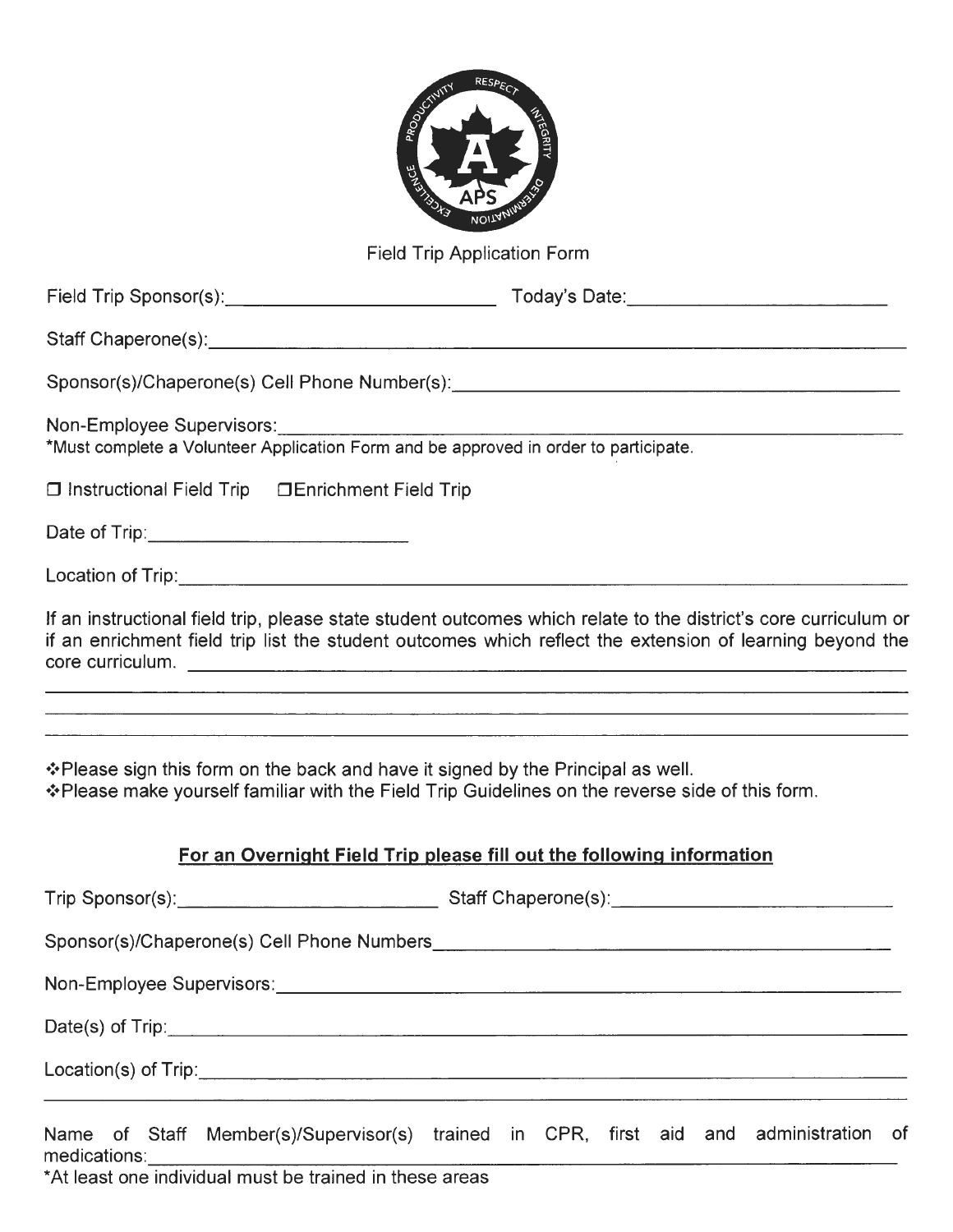Field Trip Application Form

Field Trip Sponsor(s):\_\_\_\_\_\_\_\_\_\_\_\_\_\_\_\_\_\_\_\_\_\_\_\_ Today's Date:\_\_\_\_\_\_\_\_\_\_\_\_\_\_\_\_\_\_\_\_\_\_\_\_

Staff Chaperone(s):\_\_\_\_\_\_\_\_\_\_\_\_\_\_\_\_\_\_\_\_\_\_\_\_\_\_\_\_\_\_\_\_\_\_\_\_\_\_\_\_\_\_\_\_\_\_\_\_

Sponsor(s)/Chaperone(s) Cell Phone Number(s):\_\_\_\_\_\_\_\_\_\_\_\_\_\_\_\_\_\_\_\_\_\_\_\_\_\_\_\_\_\_\_\_

Non-Employee Supervisors:\_\_\_\_\_\_\_\_\_\_\_\_\_\_\_\_\_\_\_\_\_\_\_\_\_\_\_\_\_\_\_\_\_\_\_\_\_\_\_\_\_\_\_\_

*Must complete a Volunteer Application Form and be approved in order to participate.

☐ Instructional Field Trip ☐ Enrichment Field Trip

Date of Trip:\_\_\_\_\_\_\_\_\_\_\_\_\_\_\_\_\_\_\_\_\_\_\_\_

Location of Trip:\_\_\_\_\_\_\_\_\_\_\_\_\_\_\_\_\_\_\_\_\_\_\_\_\_\_\_\_\_\_\_\_\_\_\_\_\_\_\_\_\_\_\_\_\_\_\_\_\_\_

If an instructional field trip, please state student outcomes which relate to the district's core curriculum or if an enrichment field trip list the student outcomes which reflect the extension of learning beyond the core curriculum. \_\_\_\_\_\_\_\_\_\_\_\_\_\_\_\_\_\_\_\_\_\_\_\_\_\_\_\_\_\_\_\_\_\_\_\_\_\_\_\_\_\_\_\_

\_\_\_\_\_\_\_\_\_\_\_\_\_\_\_\_\_\_\_\_\_\_\_\_\_\_\_\_\_\_\_\_\_\_\_\_\_\_\_\_\_\_\_\_\_\_\_\_\_\_\_\_\_\_\_\_\_\_\_\_\_\_\_\_\_\_\_\_

\_\_\_\_\_\_\_\_\_\_\_\_\_\_\_\_\_\_\_\_\_\_\_\_\_\_\_\_\_\_\_\_\_\_\_\_\_\_\_\_\_\_\_\_\_\_\_\_\_\_\_\_\_\_\_\_\_\_\_\_\_\_\_\_\_\_\_\_

\_\_\_\_\_\_\_\_\_\_\_\_\_\_\_\_\_\_\_\_\_\_\_\_\_\_\_\_\_\_\_\_\_\_\_\_\_\_\_\_\_\_\_\_\_\_\_\_\_\_\_\_\_\_\_\_\_\_\_\_\_\_\_\_\_\_\_\_

- Please sign this form on the back and have it signed by the Principal as well.
- Please make yourself familiar with the Field Trip Guidelines on the reverse side of this form.

## <u>For an Overnight Field Trip please fill out the following information</u>

Trip Sponsor(s):\_\_\_\_\_\_\_\_\_\_\_\_\_\_\_\_\_\_\_\_\_\_\_\_ Staff Chaperone(s):\_\_\_\_\_\_\_\_\_\_\_\_\_\_\_\_\_\_\_\_\_\_\_\_

Sponsor(s)/Chaperone(s) Cell Phone Numbers\_\_\_\_\_\_\_\_\_\_\_\_\_\_\_\_\_\_\_\_\_\_\_\_\_\_\_\_\_\_\_\_\_\_

Non-Employee Supervisors:\_\_\_\_\_\_\_\_\_\_\_\_\_\_\_\_\_\_\_\_\_\_\_\_\_\_\_\_\_\_\_\_\_\_\_\_\_\_\_\_\_\_\_\_

Date(s) of Trip:\_\_\_\_\_\_\_\_\_\_\_\_\_\_\_\_\_\_\_\_\_\_\_\_\_\_\_\_\_\_\_\_\_\_\_\_\_\_\_\_\_\_\_\_\_\_\_\_\_\_\_\_

Location(s) of Trip:\_\_\_\_\_\_\_\_\_\_\_\_\_\_\_\_\_\_\_\_\_\_\_\_\_\_\_\_\_\_\_\_\_\_\_\_\_\_\_\_\_\_\_\_\_\_\_\_\_

\_\_\_\_\_\_\_\_\_\_\_\_\_\_\_\_\_\_\_\_\_\_\_\_\_\_\_\_\_\_\_\_\_\_\_\_\_\_\_\_\_\_\_\_\_\_\_\_\_\_\_\_\_\_\_\_\_\_\_\_\_\_\_\_\_\_\_\_

Name of Staff Member(s)/Supervisor(s) trained in CPR, first aid and administration of medications:\_\_\_\_\_\_\_\_\_\_\_\_\_\_\_\_\_\_\_\_\_\_\_\_\_\_\_\_\_\_\_\_\_\_\_\_\_\_\_\_\_\_\_\_\_\_\_\_\_\_\_\_\_\_

*At least one individual must be trained in these areas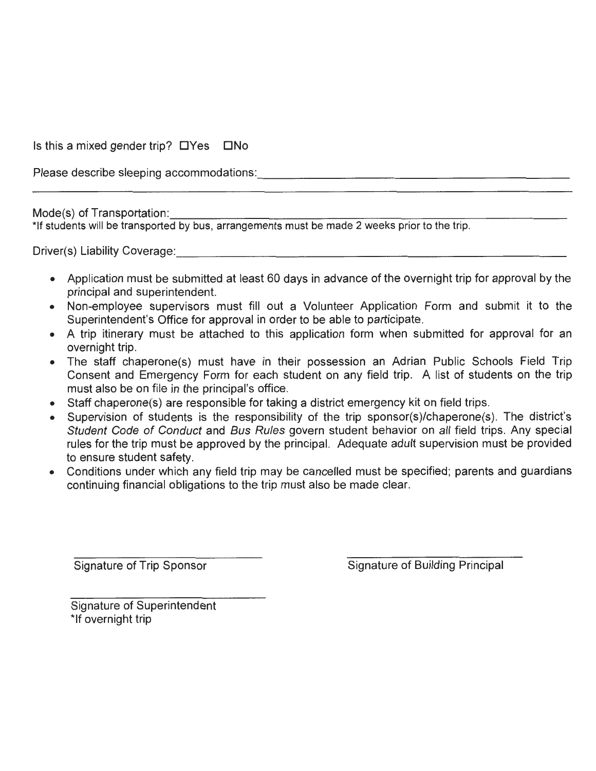Is this a mixed gender trip? ☐Yes ☐No

Please describe sleeping accommodations:\_\_\_\_\_\_\_\_\_\_\_\_\_\_\_\_\_\_\_\_\_\_\_\_\_\_\_\_\_\_\_\_\_\_\_\_\_\_\_\_\_\_\_\_

\_\_\_\_\_\_\_\_\_\_\_\_\_\_\_\_\_\_\_\_\_\_\_\_\_\_\_\_\_\_\_\_\_\_\_\_\_\_\_\_\_\_\_\_\_\_\_\_\_\_\_\_\_\_\_\_\_\_\_\_\_\_\_\_\_\_\_\_\_\_\_\_\_\_\_\_\_\_

Mode(s) of Transportation:\_\_\_\_\_\_\_\_\_\_\_\_\_\_\_\_\_\_\_\_\_\_\_\_\_\_\_\_\_\_\_\_\_\_\_\_\_\_\_\_\_\_\_\_\_\_\_\_\_\_\_\_\_\_\_\_

*If students will be transported by bus, arrangements must be made 2 weeks prior to the trip.

Driver(s) Liability Coverage:\_\_\_\_\_\_\_\_\_\_\_\_\_\_\_\_\_\_\_\_\_\_\_\_\_\_\_\_\_\_\_\_\_\_\_\_\_\_\_\_\_\_\_\_\_\_\_\_\_\_\_\_\_\_

- Application must be submitted at least 60 days in advance of the overnight trip for approval by the principal and superintendent.
- Non-employee supervisors must fill out a Volunteer Application Form and submit it to the Superintendent's Office for approval in order to be able to participate.
- A trip itinerary must be attached to this application form when submitted for approval for an overnight trip.
- The staff chaperone(s) must have in their possession an Adrian Public Schools Field Trip Consent and Emergency Form for each student on any field trip. A list of students on the trip must also be on file in the principal's office.
- Staff chaperone(s) are responsible for taking a district emergency kit on field trips.
- Supervision of students is the responsibility of the trip sponsor(s)/chaperone(s). The district's *Student Code of Conduct* and *Bus Rules* govern student behavior on *all* field trips. Any special rules for the trip must be approved by the principal. Adequate adult supervision must be provided to ensure student safety.
- Conditions under which any field trip may be cancelled must be specified; parents and guardians continuing financial obligations to the trip must also be made clear.

\_\_\_\_\_\_\_\_\_\_\_\_\_\_\_\_\_\_\_\_\_\_\_\_\_\_\_\_\_\_\_\_

Signature of Trip Sponsor

\_\_\_\_\_\_\_\_\_\_\_\_\_\_\_\_\_\_\_\_\_\_\_\_\_\_\_\_\_\_\_\_

Signature of Building Principal

\_\_\_\_\_\_\_\_\_\_\_\_\_\_\_\_\_\_\_\_\_\_\_\_\_\_\_\_\_\_\_\_

Signature of Superintendent
*If overnight trip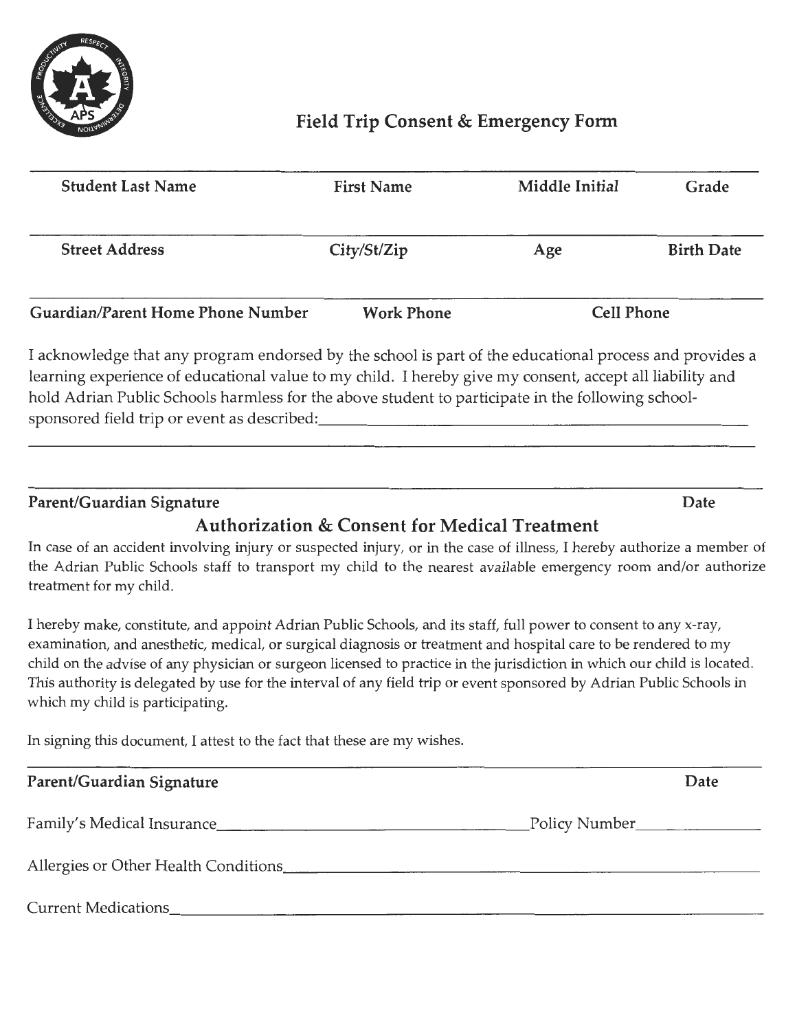## Field Trip Consent & Emergency Form

| Student Last Name | First Name | Middle Initial | Grade |
|---|---|---|---|
| | | | |

| Street Address | City/St/Zip | Age | Birth Date |
|---|---|---|---|
| | | | |

| Guardian/Parent Home Phone Number | Work Phone | Cell Phone |
|---|---|---|
| | | |

I acknowledge that any program endorsed by the school is part of the educational process and provides a learning experience of educational value to my child. I hereby give my consent, accept all liability and hold Adrian Public Schools harmless for the above student to participate in the following school-sponsored field trip or event as described:\_\_\_\_\_\_\_\_\_\_\_\_\_\_\_\_\_\_\_\_\_\_\_\_\_\_\_\_\_\_\_\_\_\_\_\_\_\_\_\_

\_\_\_\_\_\_\_\_\_\_\_\_\_\_\_\_\_\_\_\_\_\_\_\_\_\_\_\_\_\_\_\_\_\_\_\_\_\_\_\_\_\_\_\_\_\_\_\_\_\_\_\_\_\_\_\_\_\_\_\_\_\_\_\_\_\_\_\_\_\_\_\_\_\_\_\_\_\_

**Parent/Guardian Signature** **Date**

### Authorization & Consent for Medical Treatment

In case of an accident involving injury or suspected injury, or in the case of illness, I hereby authorize a member of the Adrian Public Schools staff to transport my child to the nearest available emergency room and/or authorize treatment for my child.

I hereby make, constitute, and appoint Adrian Public Schools, and its staff, full power to consent to any x-ray, examination, and anesthetic, medical, or surgical diagnosis or treatment and hospital care to be rendered to my child on the advise of any physician or surgeon licensed to practice in the jurisdiction in which our child is located. This authority is delegated by use for the interval of any field trip or event sponsored by Adrian Public Schools in which my child is participating.

In signing this document, I attest to the fact that these are my wishes.

**Parent/Guardian Signature** **Date**

Family's Medical Insurance\_\_\_\_\_\_\_\_\_\_\_\_\_\_\_\_\_\_\_\_\_\_\_\_\_\_\_\_\_\_\_\_Policy Number\_\_\_\_\_\_\_\_\_\_\_\_\_\_

Allergies or Other Health Conditions\_\_\_\_\_\_\_\_\_\_\_\_\_\_\_\_\_\_\_\_\_\_\_\_\_\_\_\_\_\_\_\_\_\_\_\_\_\_\_\_\_\_\_\_\_\_\_\_

Current Medications\_\_\_\_\_\_\_\_\_\_\_\_\_\_\_\_\_\_\_\_\_\_\_\_\_\_\_\_\_\_\_\_\_\_\_\_\_\_\_\_\_\_\_\_\_\_\_\_\_\_\_\_\_\_\_\_\_\_\_\_\_\_